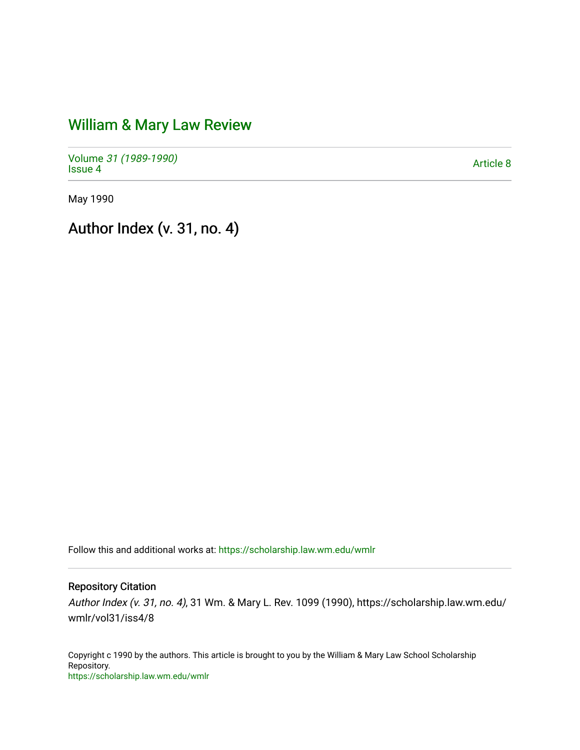# William & Mary Law Review

Volume *31 (1989-1990)*
Issue 4

Article 8

May 1990

## Author Index (v. 31, no. 4)

Follow this and additional works at: https://scholarship.law.wm.edu/wmlr

### Repository Citation

*Author Index (v. 31, no. 4)*, 31 Wm. & Mary L. Rev. 1099 (1990), https://scholarship.law.wm.edu/wmlr/vol31/iss4/8

Copyright c 1990 by the authors. This article is brought to you by the William & Mary Law School Scholarship Repository.
https://scholarship.law.wm.edu/wmlr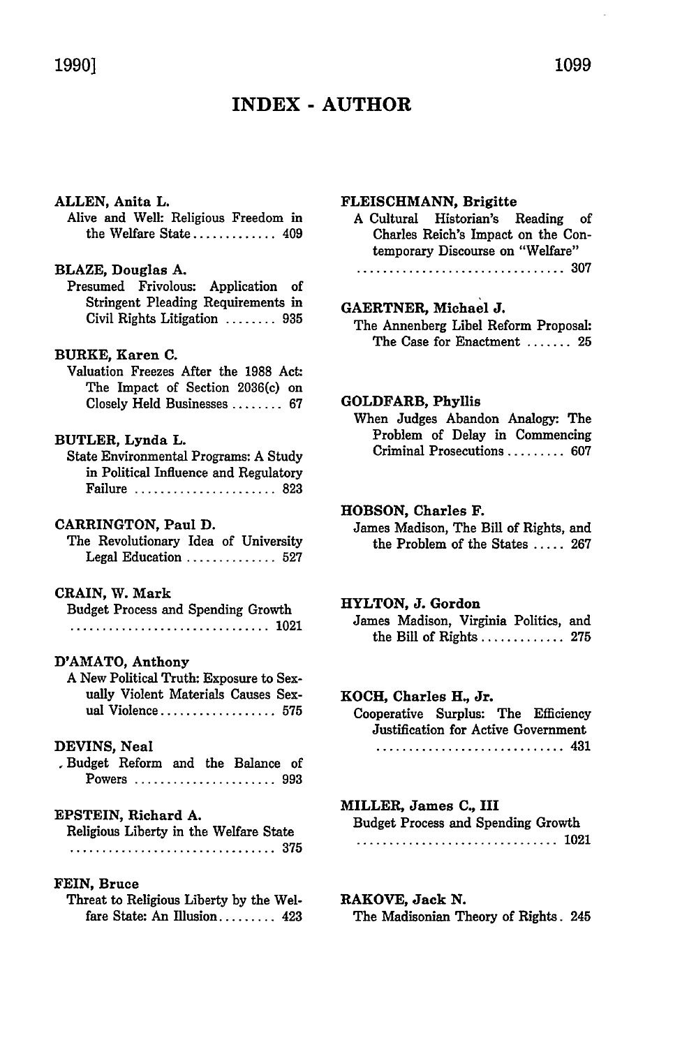# INDEX - AUTHOR

**ALLEN, Anita L.**
Alive and Well: Religious Freedom in the Welfare State ............. 409

**BLAZE, Douglas A.**
Presumed Frivolous: Application of Stringent Pleading Requirements in Civil Rights Litigation ........ 935

**BURKE, Karen C.**
Valuation Freezes After the 1988 Act: The Impact of Section 2036(c) on Closely Held Businesses ........ 67

**BUTLER, Lynda L.**
State Environmental Programs: A Study in Political Influence and Regulatory Failure ...................... 823

**CARRINGTON, Paul D.**
The Revolutionary Idea of University Legal Education .............. 527

**CRAIN, W. Mark**
Budget Process and Spending Growth ................................ 1021

**D'AMATO, Anthony**
A New Political Truth: Exposure to Sexually Violent Materials Causes Sexual Violence .................. 575

**DEVINS, Neal**
Budget Reform and the Balance of Powers ...................... 993

**EPSTEIN, Richard A.**
Religious Liberty in the Welfare State ................................ 375

**FEIN, Bruce**
Threat to Religious Liberty by the Welfare State: An Illusion......... 423

**FLEISCHMANN, Brigitte**
A Cultural Historian's Reading of Charles Reich's Impact on the Contemporary Discourse on "Welfare" ................................ 307

**GAERTNER, Michael J.**
The Annenberg Libel Reform Proposal: The Case for Enactment ....... 25

**GOLDFARB, Phyllis**
When Judges Abandon Analogy: The Problem of Delay in Commencing Criminal Prosecutions ......... 607

**HOBSON, Charles F.**
James Madison, The Bill of Rights, and the Problem of the States ..... 267

**HYLTON, J. Gordon**
James Madison, Virginia Politics, and the Bill of Rights ............. 275

**KOCH, Charles H., Jr.**
Cooperative Surplus: The Efficiency Justification for Active Government ............................. 431

**MILLER, James C., III**
Budget Process and Spending Growth ................................ 1021

**RAKOVE, Jack N.**
The Madisonian Theory of Rights. 245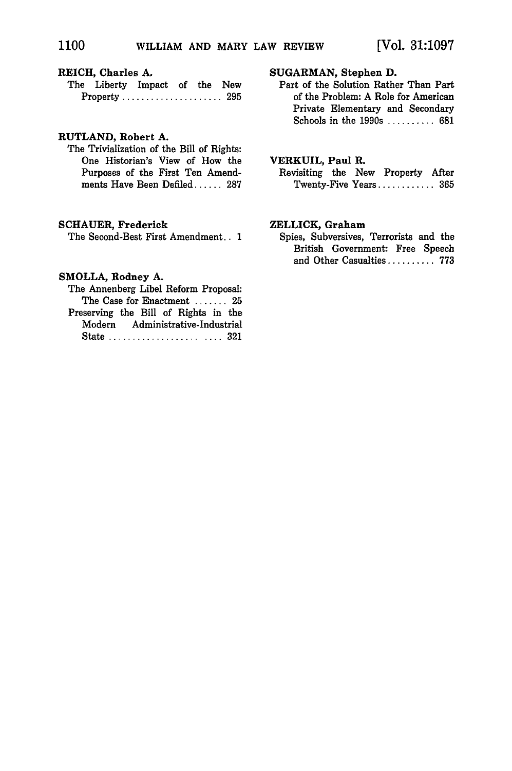**REICH, Charles A.**

The Liberty Impact of the New Property . . . . . . . . . . . . . . . . . . . . . 295

**RUTLAND, Robert A.**

The Trivialization of the Bill of Rights: One Historian's View of How the Purposes of the First Ten Amendments Have Been Defiled . . . . . . 287

**SCHAUER, Frederick**

The Second-Best First Amendment . . 1

**SMOLLA, Rodney A.**

The Annenberg Libel Reform Proposal: The Case for Enactment . . . . . . . 25

Preserving the Bill of Rights in the Modern Administrative-Industrial State . . . . . . . . . . . . . . . . . . . . . . . 321

**SUGARMAN, Stephen D.**

Part of the Solution Rather Than Part of the Problem: A Role for American Private Elementary and Secondary Schools in the 1990s . . . . . . . . . . 681

**VERKUIL, Paul R.**

Revisiting the New Property After Twenty-Five Years . . . . . . . . . . . . 365

**ZELLICK, Graham**

Spies, Subversives, Terrorists and the British Government: Free Speech and Other Casualties . . . . . . . . . . 773